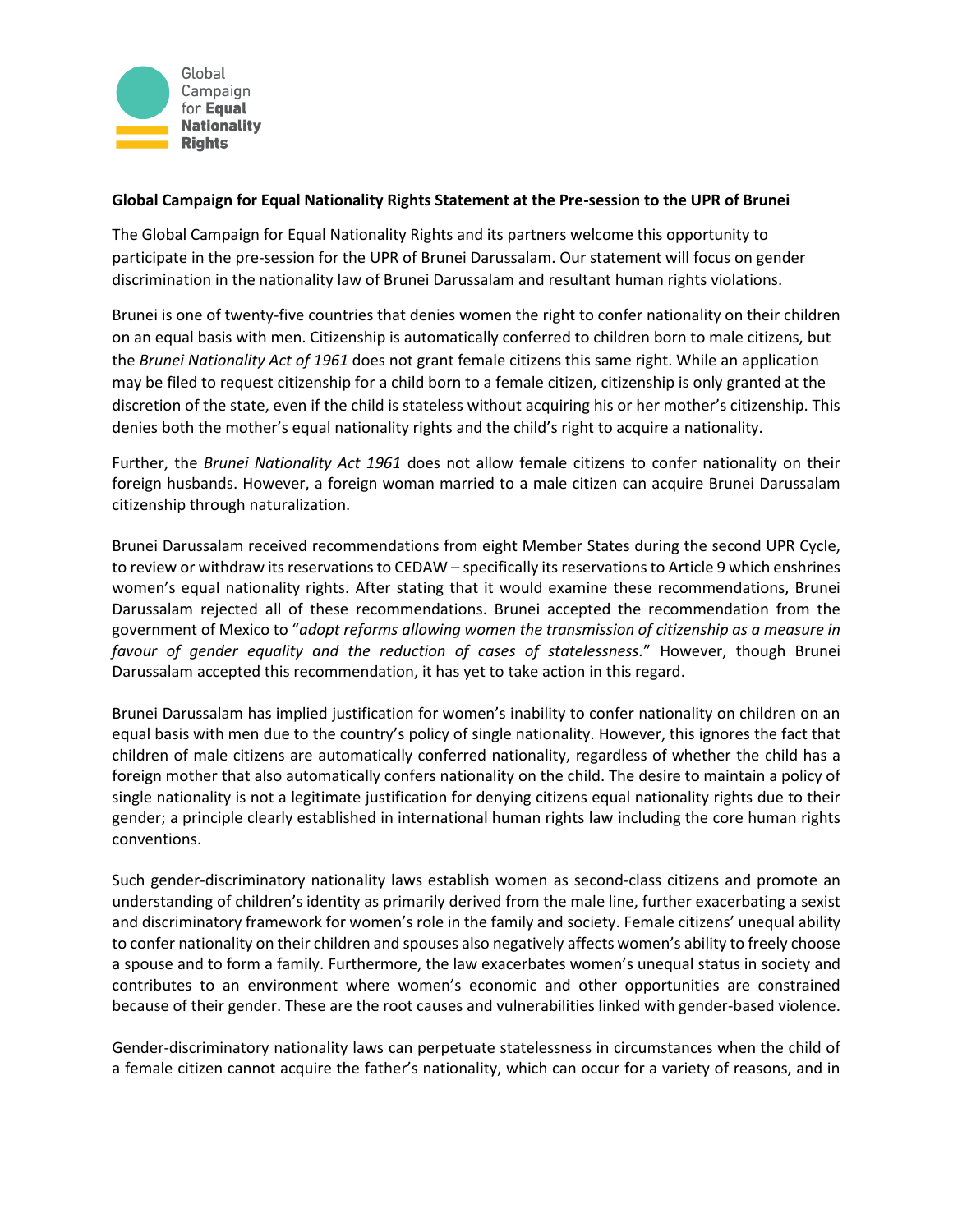Global Campaign for **Equal Nationality Rights**

**Global Campaign for Equal Nationality Rights Statement at the Pre-session to the UPR of Brunei**

The Global Campaign for Equal Nationality Rights and its partners welcome this opportunity to participate in the pre-session for the UPR of Brunei Darussalam. Our statement will focus on gender discrimination in the nationality law of Brunei Darussalam and resultant human rights violations.

Brunei is one of twenty-five countries that denies women the right to confer nationality on their children on an equal basis with men. Citizenship is automatically conferred to children born to male citizens, but the *Brunei Nationality Act of 1961* does not grant female citizens this same right. While an application may be filed to request citizenship for a child born to a female citizen, citizenship is only granted at the discretion of the state, even if the child is stateless without acquiring his or her mother's citizenship. This denies both the mother's equal nationality rights and the child's right to acquire a nationality.

Further, the *Brunei Nationality Act 1961* does not allow female citizens to confer nationality on their foreign husbands. However, a foreign woman married to a male citizen can acquire Brunei Darussalam citizenship through naturalization.

Brunei Darussalam received recommendations from eight Member States during the second UPR Cycle, to review or withdraw its reservations to CEDAW – specifically its reservations to Article 9 which enshrines women's equal nationality rights. After stating that it would examine these recommendations, Brunei Darussalam rejected all of these recommendations. Brunei accepted the recommendation from the government of Mexico to "*adopt reforms allowing women the transmission of citizenship as a measure in favour of gender equality and the reduction of cases of statelessness*." However, though Brunei Darussalam accepted this recommendation, it has yet to take action in this regard.

Brunei Darussalam has implied justification for women's inability to confer nationality on children on an equal basis with men due to the country's policy of single nationality. However, this ignores the fact that children of male citizens are automatically conferred nationality, regardless of whether the child has a foreign mother that also automatically confers nationality on the child. The desire to maintain a policy of single nationality is not a legitimate justification for denying citizens equal nationality rights due to their gender; a principle clearly established in international human rights law including the core human rights conventions.

Such gender-discriminatory nationality laws establish women as second-class citizens and promote an understanding of children's identity as primarily derived from the male line, further exacerbating a sexist and discriminatory framework for women's role in the family and society. Female citizens' unequal ability to confer nationality on their children and spouses also negatively affects women's ability to freely choose a spouse and to form a family. Furthermore, the law exacerbates women's unequal status in society and contributes to an environment where women's economic and other opportunities are constrained because of their gender. These are the root causes and vulnerabilities linked with gender-based violence.

Gender-discriminatory nationality laws can perpetuate statelessness in circumstances when the child of a female citizen cannot acquire the father's nationality, which can occur for a variety of reasons, and in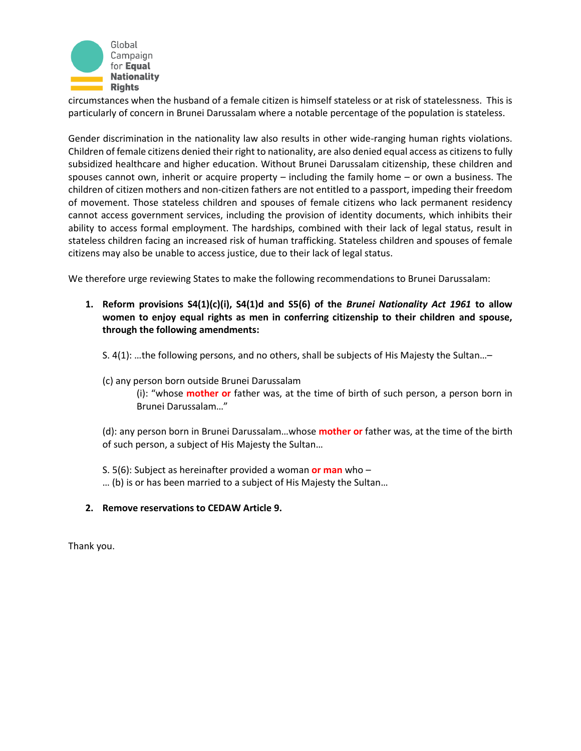circumstances when the husband of a female citizen is himself stateless or at risk of statelessness. This is particularly of concern in Brunei Darussalam where a notable percentage of the population is stateless.

Gender discrimination in the nationality law also results in other wide-ranging human rights violations. Children of female citizens denied their right to nationality, are also denied equal access as citizens to fully subsidized healthcare and higher education. Without Brunei Darussalam citizenship, these children and spouses cannot own, inherit or acquire property – including the family home – or own a business. The children of citizen mothers and non-citizen fathers are not entitled to a passport, impeding their freedom of movement. Those stateless children and spouses of female citizens who lack permanent residency cannot access government services, including the provision of identity documents, which inhibits their ability to access formal employment. The hardships, combined with their lack of legal status, result in stateless children facing an increased risk of human trafficking. Stateless children and spouses of female citizens may also be unable to access justice, due to their lack of legal status.

We therefore urge reviewing States to make the following recommendations to Brunei Darussalam:

1. **Reform provisions S4(1)(c)(i), S4(1)d and S5(6) of the *Brunei Nationality Act 1961* to allow women to enjoy equal rights as men in conferring citizenship to their children and spouse, through the following amendments:**

   S. 4(1): …the following persons, and no others, shall be subjects of His Majesty the Sultan…–

   (c) any person born outside Brunei Darussalam

   (i): "whose **mother or** father was, at the time of birth of such person, a person born in Brunei Darussalam…"

   (d): any person born in Brunei Darussalam…whose **mother or** father was, at the time of the birth of such person, a subject of His Majesty the Sultan…

   S. 5(6): Subject as hereinafter provided a woman **or man** who –
   … (b) is or has been married to a subject of His Majesty the Sultan…

2. **Remove reservations to CEDAW Article 9.**

Thank you.